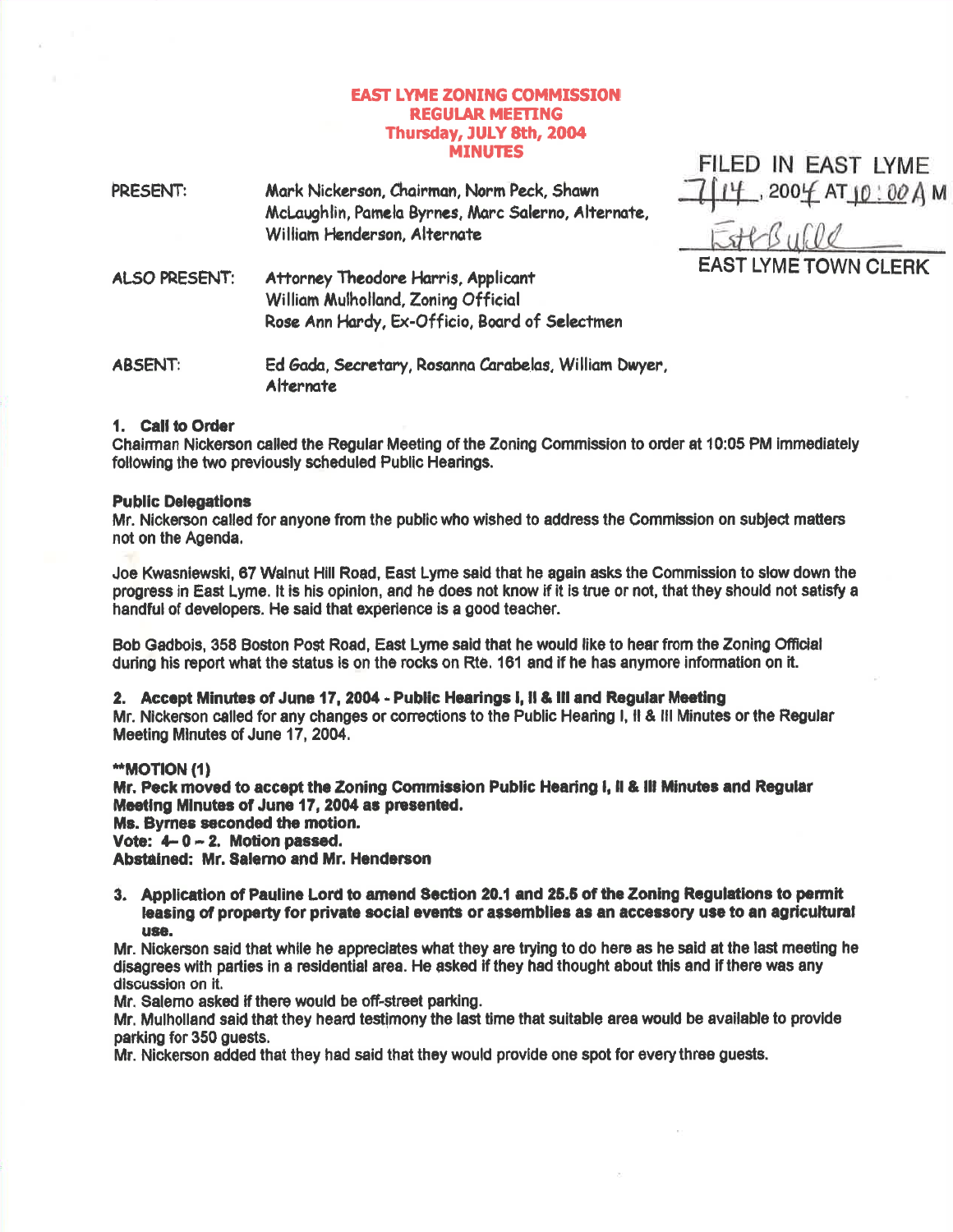# EAST LYME ZONING COMMISSION
## REGULAR MEETING
## Thursday, JULY 8th, 2004
## MINUTES

FILED IN EAST LYME
7/14, 2004 AT 10:00 A M
Esth Bulll
EAST LYME TOWN CLERK

PRESENT: Mark Nickerson, Chairman, Norm Peck, Shawn McLaughlin, Pamela Byrnes, Marc Salerno, Alternate, William Henderson, Alternate

ALSO PRESENT: Attorney Theodore Harris, Applicant
William Mulholland, Zoning Official
Rose Ann Hardy, Ex-Officio, Board of Selectmen

ABSENT: Ed Gada, Secretary, Rosanna Carabelas, William Dwyer, Alternate

**1. Call to Order**

Chairman Nickerson called the Regular Meeting of the Zoning Commission to order at 10:05 PM immediately following the two previously scheduled Public Hearings.

**Public Delegations**

Mr. Nickerson called for anyone from the public who wished to address the Commission on subject matters not on the Agenda.

Joe Kwasniewski, 67 Walnut Hill Road, East Lyme said that he again asks the Commission to slow down the progress in East Lyme. It is his opinion, and he does not know if it is true or not, that they should not satisfy a handful of developers. He said that experience is a good teacher.

Bob Gadbois, 358 Boston Post Road, East Lyme said that he would like to hear from the Zoning Official during his report what the status is on the rocks on Rte. 161 and if he has anymore information on it.

**2. Accept Minutes of June 17, 2004 - Public Hearings I, II & III and Regular Meeting**

Mr. Nickerson called for any changes or corrections to the Public Hearing I, II & III Minutes or the Regular Meeting Minutes of June 17, 2004.

****MOTION (1)**
**Mr. Peck moved to accept the Zoning Commission Public Hearing I, II & III Minutes and Regular Meeting Minutes of June 17, 2004 as presented.**
**Ms. Byrnes seconded the motion.**
**Vote: 4 – 0 – 2. Motion passed.**
**Abstained: Mr. Salerno and Mr. Henderson**

**3. Application of Pauline Lord to amend Section 20.1 and 25.5 of the Zoning Regulations to permit leasing of property for private social events or assemblies as an accessory use to an agricultural use.**

Mr. Nickerson said that while he appreciates what they are trying to do here as he said at the last meeting he disagrees with parties in a residential area. He asked if they had thought about this and if there was any discussion on it.

Mr. Salerno asked if there would be off-street parking.

Mr. Mulholland said that they heard testimony the last time that suitable area would be available to provide parking for 350 guests.

Mr. Nickerson added that they had said that they would provide one spot for every three guests.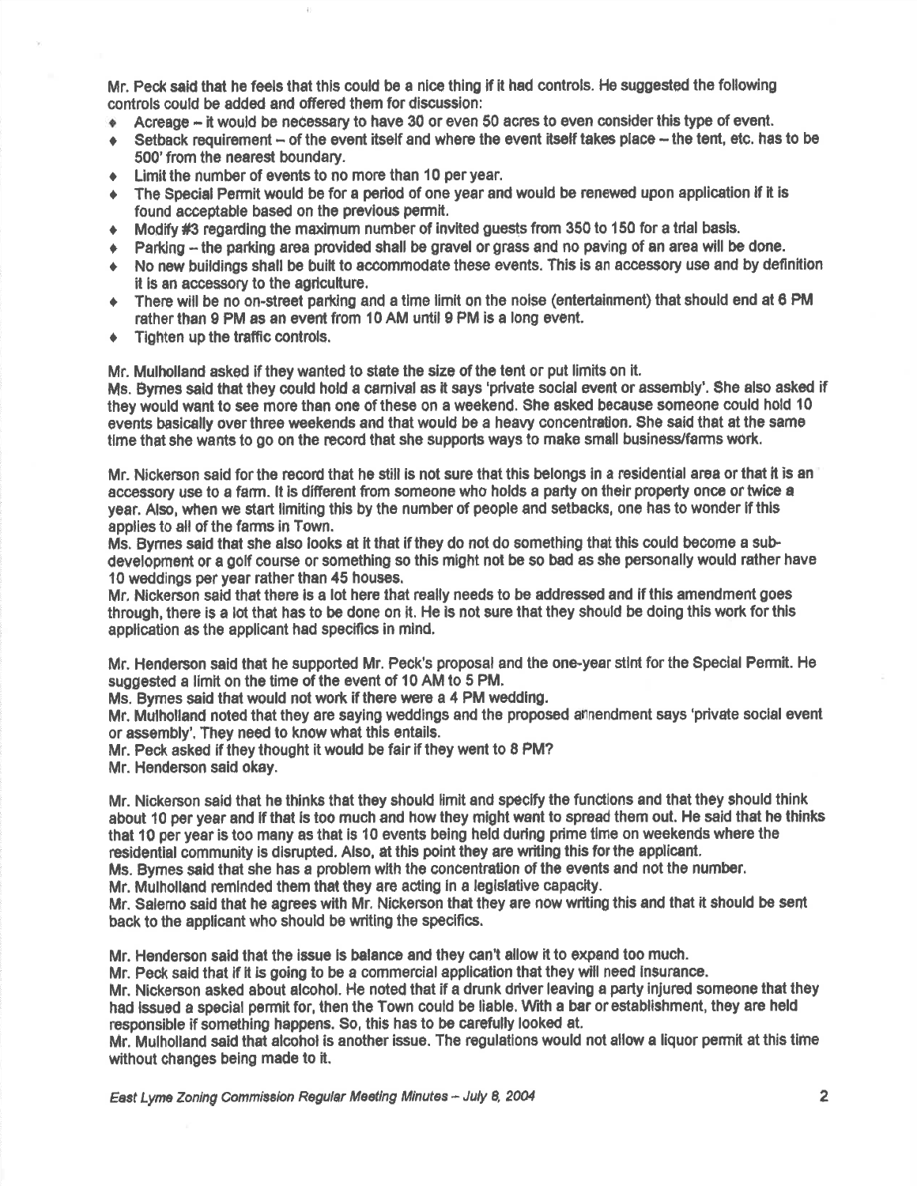Mr. Peck said that he feels that this could be a nice thing if it had controls. He suggested the following controls could be added and offered them for discussion:

- Acreage – it would be necessary to have 30 or even 50 acres to even consider this type of event.
- Setback requirement – of the event itself and where the event itself takes place – the tent, etc. has to be 500' from the nearest boundary.
- Limit the number of events to no more than 10 per year.
- The Special Permit would be for a period of one year and would be renewed upon application if it is found acceptable based on the previous permit.
- Modify #3 regarding the maximum number of invited guests from 350 to 150 for a trial basis.
- Parking – the parking area provided shall be gravel or grass and no paving of an area will be done.
- No new buildings shall be built to accommodate these events. This is an accessory use and by definition it is an accessory to the agriculture.
- There will be no on-street parking and a time limit on the noise (entertainment) that should end at 6 PM rather than 9 PM as an event from 10 AM until 9 PM is a long event.
- Tighten up the traffic controls.

Mr. Mulholland asked if they wanted to state the size of the tent or put limits on it.
Ms. Byrnes said that they could hold a carnival as it says 'private social event or assembly'. She also asked if they would want to see more than one of these on a weekend. She asked because someone could hold 10 events basically over three weekends and that would be a heavy concentration. She said that at the same time that she wants to go on the record that she supports ways to make small business/farms work.

Mr. Nickerson said for the record that he still is not sure that this belongs in a residential area or that it is an accessory use to a farm. It is different from someone who holds a party on their property once or twice a year. Also, when we start limiting this by the number of people and setbacks, one has to wonder if this applies to all of the farms in Town.
Ms. Byrnes said that she also looks at it that if they do not do something that this could become a sub-development or a golf course or something so this might not be so bad as she personally would rather have 10 weddings per year rather than 45 houses.
Mr. Nickerson said that there is a lot here that really needs to be addressed and if this amendment goes through, there is a lot that has to be done on it. He is not sure that they should be doing this work for this application as the applicant had specifics in mind.

Mr. Henderson said that he supported Mr. Peck's proposal and the one-year stint for the Special Permit. He suggested a limit on the time of the event of 10 AM to 5 PM.
Ms. Byrnes said that would not work if there were a 4 PM wedding.
Mr. Mulholland noted that they are saying weddings and the proposed amendment says 'private social event or assembly'. They need to know what this entails.
Mr. Peck asked if they thought it would be fair if they went to 8 PM?
Mr. Henderson said okay.

Mr. Nickerson said that he thinks that they should limit and specify the functions and that they should think about 10 per year and if that is too much and how they might want to spread them out. He said that he thinks that 10 per year is too many as that is 10 events being held during prime time on weekends where the residential community is disrupted. Also, at this point they are writing this for the applicant.
Ms. Byrnes said that she has a problem with the concentration of the events and not the number.
Mr. Mulholland reminded them that they are acting in a legislative capacity.
Mr. Salerno said that he agrees with Mr. Nickerson that they are now writing this and that it should be sent back to the applicant who should be writing the specifics.

Mr. Henderson said that the issue is balance and they can't allow it to expand too much.
Mr. Peck said that if it is going to be a commercial application that they will need insurance.
Mr. Nickerson asked about alcohol. He noted that if a drunk driver leaving a party injured someone that they had issued a special permit for, then the Town could be liable. With a bar or establishment, they are held responsible if something happens. So, this has to be carefully looked at.
Mr. Mulholland said that alcohol is another issue. The regulations would not allow a liquor permit at this time without changes being made to it.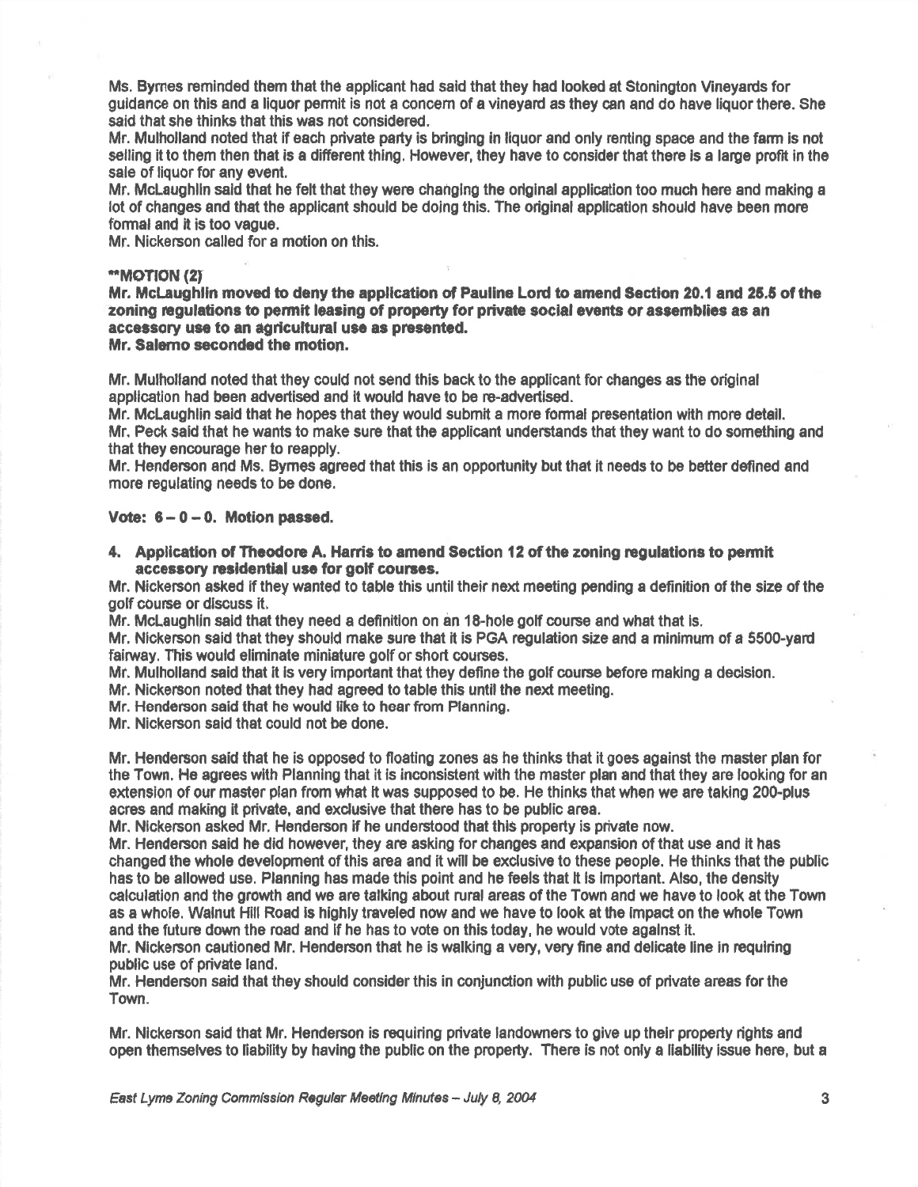Ms. Byrnes reminded them that the applicant had said that they had looked at Stonington Vineyards for guidance on this and a liquor permit is not a concern of a vineyard as they can and do have liquor there. She said that she thinks that this was not considered.

Mr. Mulholland noted that if each private party is bringing in liquor and only renting space and the farm is not selling it to them then that is a different thing. However, they have to consider that there is a large profit in the sale of liquor for any event.

Mr. McLaughlin said that he felt that they were changing the original application too much here and making a lot of changes and that the applicant should be doing this. The original application should have been more formal and it is too vague.

Mr. Nickerson called for a motion on this.

****MOTION (2)**

**Mr. McLaughlin moved to deny the application of Pauline Lord to amend Section 20.1 and 25.5 of the zoning regulations to permit leasing of property for private social events or assemblies as an accessory use to an agricultural use as presented.**

**Mr. Salerno seconded the motion.**

Mr. Mulholland noted that they could not send this back to the applicant for changes as the original application had been advertised and it would have to be re-advertised.

Mr. McLaughlin said that he hopes that they would submit a more formal presentation with more detail.

Mr. Peck said that he wants to make sure that the applicant understands that they want to do something and that they encourage her to reapply.

Mr. Henderson and Ms. Byrnes agreed that this is an opportunity but that it needs to be better defined and more regulating needs to be done.

**Vote: 6 – 0 – 0. Motion passed.**

4. **Application of Theodore A. Harris to amend Section 12 of the zoning regulations to permit accessory residential use for golf courses.**

Mr. Nickerson asked if they wanted to table this until their next meeting pending a definition of the size of the golf course or discuss it.

Mr. McLaughlin said that they need a definition on an 18-hole golf course and what that is.

Mr. Nickerson said that they should make sure that it is PGA regulation size and a minimum of a 5500-yard fairway. This would eliminate miniature golf or short courses.

Mr. Mulholland said that it is very important that they define the golf course before making a decision.

Mr. Nickerson noted that they had agreed to table this until the next meeting.

Mr. Henderson said that he would like to hear from Planning.

Mr. Nickerson said that could not be done.

Mr. Henderson said that he is opposed to floating zones as he thinks that it goes against the master plan for the Town. He agrees with Planning that it is inconsistent with the master plan and that they are looking for an extension of our master plan from what it was supposed to be. He thinks that when we are taking 200-plus acres and making it private, and exclusive that there has to be public area.

Mr. Nickerson asked Mr. Henderson if he understood that this property is private now.

Mr. Henderson said he did however, they are asking for changes and expansion of that use and it has changed the whole development of this area and it will be exclusive to these people. He thinks that the public has to be allowed use. Planning has made this point and he feels that it is important. Also, the density calculation and the growth and we are talking about rural areas of the Town and we have to look at the Town as a whole. Walnut Hill Road is highly traveled now and we have to look at the impact on the whole Town and the future down the road and if he has to vote on this today, he would vote against it.

Mr. Nickerson cautioned Mr. Henderson that he is walking a very, very fine and delicate line in requiring public use of private land.

Mr. Henderson said that they should consider this in conjunction with public use of private areas for the Town.

Mr. Nickerson said that Mr. Henderson is requiring private landowners to give up their property rights and open themselves to liability by having the public on the property. There is not only a liability issue here, but a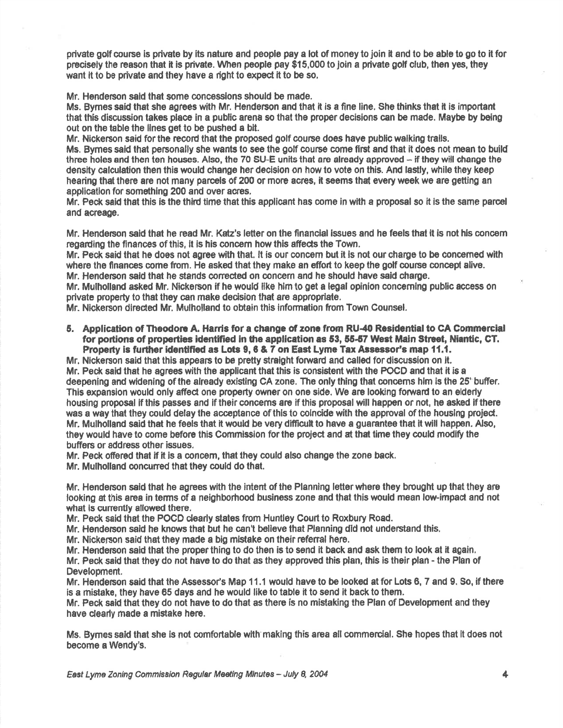private golf course is private by its nature and people pay a lot of money to join it and to be able to go to it for precisely the reason that it is private. When people pay $15,000 to join a private golf club, then yes, they want it to be private and they have a right to expect it to be so.

Mr. Henderson said that some concessions should be made.
Ms. Byrnes said that she agrees with Mr. Henderson and that it is a fine line. She thinks that it is important that this discussion takes place in a public arena so that the proper decisions can be made. Maybe by being out on the table the lines get to be pushed a bit.
Mr. Nickerson said for the record that the proposed golf course does have public walking trails.
Ms. Byrnes said that personally she wants to see the golf course come first and that it does not mean to build three holes and then ten houses. Also, the 70 SU-E units that are already approved – if they will change the density calculation then this would change her decision on how to vote on this. And lastly, while they keep hearing that there are not many parcels of 200 or more acres, it seems that every week we are getting an application for something 200 and over acres.
Mr. Peck said that this is the third time that this applicant has come in with a proposal so it is the same parcel and acreage.

Mr. Henderson said that he read Mr. Katz's letter on the financial issues and he feels that it is not his concern regarding the finances of this, it is his concern how this affects the Town.
Mr. Peck said that he does not agree with that. It is our concern but it is not our charge to be concerned with where the finances come from. He asked that they make an effort to keep the golf course concept alive.
Mr. Henderson said that he stands corrected on concern and he should have said charge.
Mr. Mulholland asked Mr. Nickerson if he would like him to get a legal opinion concerning public access on private property to that they can make decision that are appropriate.
Mr. Nickerson directed Mr. Mulholland to obtain this information from Town Counsel.

**5. Application of Theodore A. Harris for a change of zone from RU-40 Residential to CA Commercial for portions of properties identified in the application as 53, 55-57 West Main Street, Niantic, CT. Property is further identified as Lots 9, 6 & 7 on East Lyme Tax Assessor's map 11.1.**

Mr. Nickerson said that this appears to be pretty straight forward and called for discussion on it.
Mr. Peck said that he agrees with the applicant that this is consistent with the POCD and that it is a deepening and widening of the already existing CA zone. The only thing that concerns him is the 25' buffer. This expansion would only affect one property owner on one side. We are looking forward to an elderly housing proposal if this passes and if their concerns are if this proposal will happen or not, he asked if there was a way that they could delay the acceptance of this to coincide with the approval of the housing project.
Mr. Mulholland said that he feels that it would be very difficult to have a guarantee that it will happen. Also, they would have to come before this Commission for the project and at that time they could modify the buffers or address other issues.
Mr. Peck offered that if it is a concern, that they could also change the zone back.
Mr. Mulholland concurred that they could do that.

Mr. Henderson said that he agrees with the intent of the Planning letter where they brought up that they are looking at this area in terms of a neighborhood business zone and that this would mean low-impact and not what is currently allowed there.
Mr. Peck said that the POCD clearly states from Huntley Court to Roxbury Road.
Mr. Henderson said he knows that but he can't believe that Planning did not understand this.
Mr. Nickerson said that they made a big mistake on their referral here.
Mr. Henderson said that the proper thing to do then is to send it back and ask them to look at it again.
Mr. Peck said that they do not have to do that as they approved this plan, this is their plan - the Plan of Development.
Mr. Henderson said that the Assessor's Map 11.1 would have to be looked at for Lots 6, 7 and 9. So, if there is a mistake, they have 65 days and he would like to table it to send it back to them.
Mr. Peck said that they do not have to do that as there is no mistaking the Plan of Development and they have clearly made a mistake here.

Ms. Byrnes said that she is not comfortable with making this area all commercial. She hopes that it does not become a Wendy's.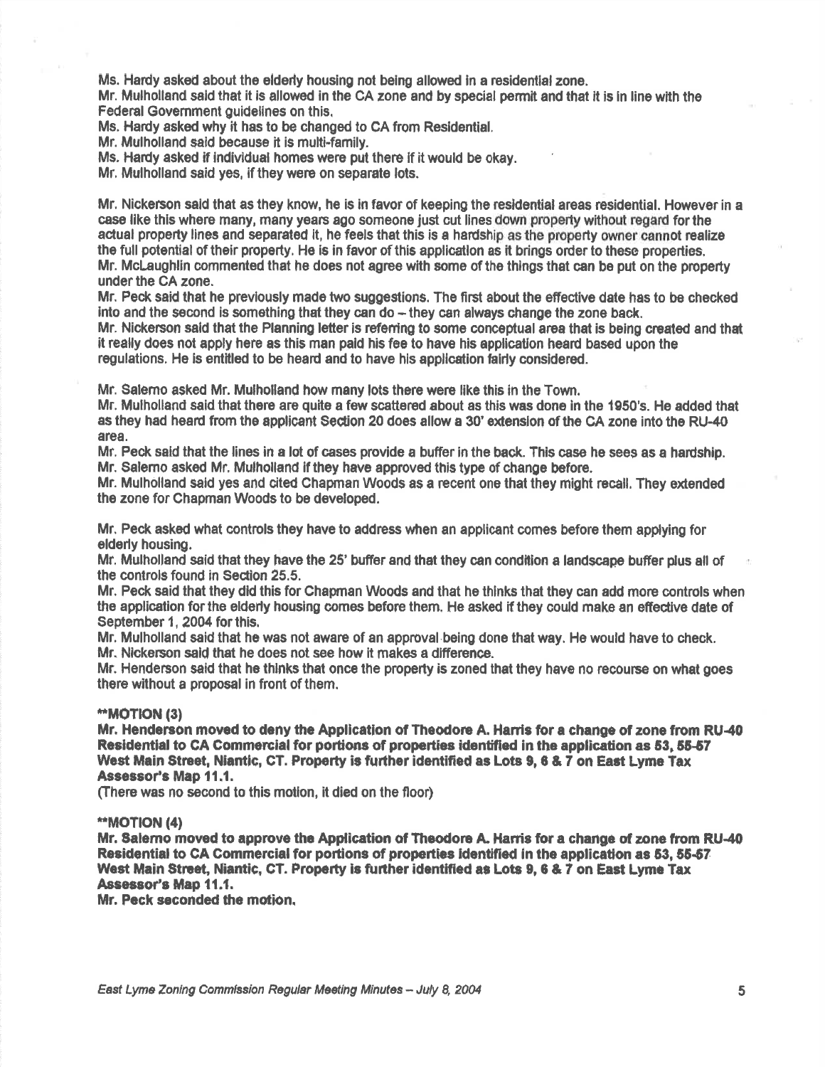Ms. Hardy asked about the elderly housing not being allowed in a residential zone.
Mr. Mulholland said that it is allowed in the CA zone and by special permit and that it is in line with the Federal Government guidelines on this.
Ms. Hardy asked why it has to be changed to CA from Residential.
Mr. Mulholland said because it is multi-family.
Ms. Hardy asked if individual homes were put there if it would be okay.
Mr. Mulholland said yes, if they were on separate lots.

Mr. Nickerson said that as they know, he is in favor of keeping the residential areas residential. However in a case like this where many, many years ago someone just cut lines down property without regard for the actual property lines and separated it, he feels that this is a hardship as the property owner cannot realize the full potential of their property. He is in favor of this application as it brings order to these properties.
Mr. McLaughlin commented that he does not agree with some of the things that can be put on the property under the CA zone.
Mr. Peck said that he previously made two suggestions. The first about the effective date has to be checked into and the second is something that they can do – they can always change the zone back.
Mr. Nickerson said that the Planning letter is referring to some conceptual area that is being created and that it really does not apply here as this man paid his fee to have his application heard based upon the regulations. He is entitled to be heard and to have his application fairly considered.

Mr. Salerno asked Mr. Mulholland how many lots there were like this in the Town.
Mr. Mulholland said that there are quite a few scattered about as this was done in the 1950's. He added that as they had heard from the applicant Section 20 does allow a 30' extension of the CA zone into the RU-40 area.
Mr. Peck said that the lines in a lot of cases provide a buffer in the back. This case he sees as a hardship.
Mr. Salerno asked Mr. Mulholland if they have approved this type of change before.
Mr. Mulholland said yes and cited Chapman Woods as a recent one that they might recall. They extended the zone for Chapman Woods to be developed.

Mr. Peck asked what controls they have to address when an applicant comes before them applying for elderly housing.
Mr. Mulholland said that they have the 25' buffer and that they can condition a landscape buffer plus all of the controls found in Section 25.5.
Mr. Peck said that they did this for Chapman Woods and that he thinks that they can add more controls when the application for the elderly housing comes before them. He asked if they could make an effective date of September 1, 2004 for this.
Mr. Mulholland said that he was not aware of an approval being done that way. He would have to check.
Mr. Nickerson said that he does not see how it makes a difference.
Mr. Henderson said that he thinks that once the property is zoned that they have no recourse on what goes there without a proposal in front of them.

**\*\*MOTION (3)**
**Mr. Henderson moved to deny the Application of Theodore A. Harris for a change of zone from RU-40 Residential to CA Commercial for portions of properties identified in the application as 53, 55-57 West Main Street, Niantic, CT. Property is further identified as Lots 9, 6 & 7 on East Lyme Tax Assessor's Map 11.1.**
(There was no second to this motion, it died on the floor)

**\*\*MOTION (4)**
**Mr. Salerno moved to approve the Application of Theodore A. Harris for a change of zone from RU-40 Residential to CA Commercial for portions of properties identified in the application as 53, 55-57 West Main Street, Niantic, CT. Property is further identified as Lots 9, 6 & 7 on East Lyme Tax Assessor's Map 11.1.**
**Mr. Peck seconded the motion.**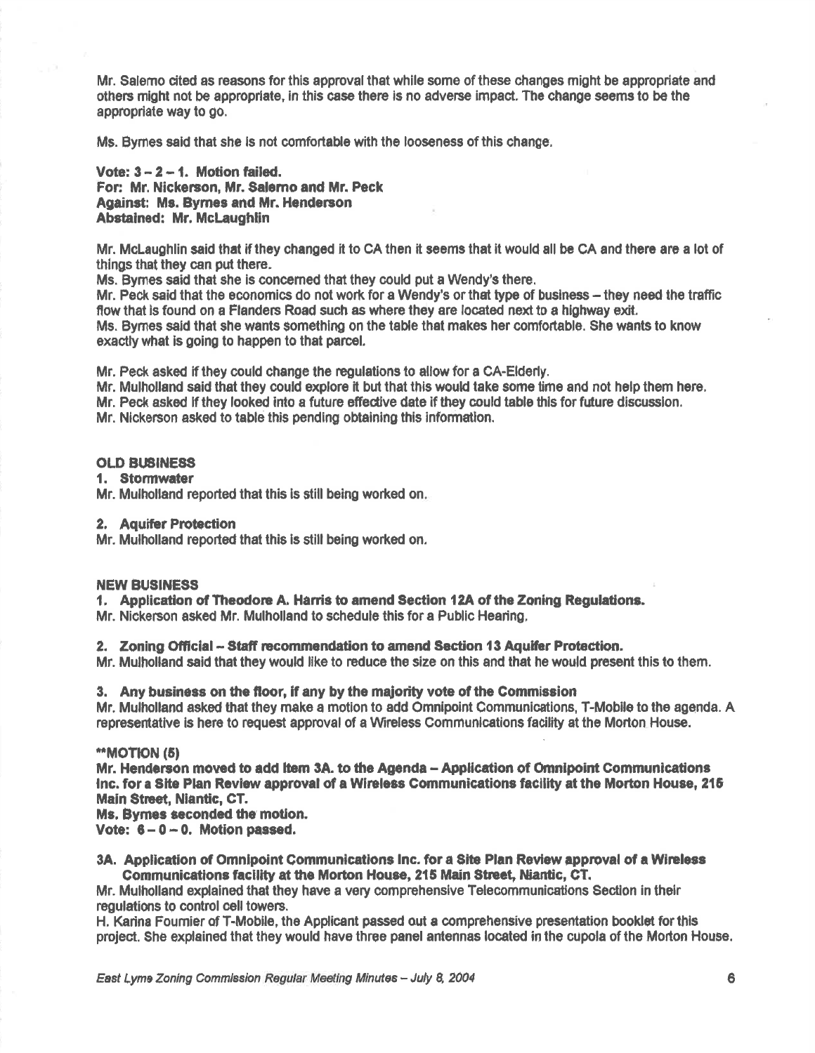Mr. Salerno cited as reasons for this approval that while some of these changes might be appropriate and others might not be appropriate, in this case there is no adverse impact. The change seems to be the appropriate way to go.

Ms. Byrnes said that she is not comfortable with the looseness of this change.

**Vote: 3 – 2 – 1. Motion failed.**
**For: Mr. Nickerson, Mr. Salerno and Mr. Peck**
**Against: Ms. Byrnes and Mr. Henderson**
**Abstained: Mr. McLaughlin**

Mr. McLaughlin said that if they changed it to CA then it seems that it would all be CA and there are a lot of things that they can put there.
Ms. Byrnes said that she is concerned that they could put a Wendy's there.
Mr. Peck said that the economics do not work for a Wendy's or that type of business – they need the traffic flow that is found on a Flanders Road such as where they are located next to a highway exit.
Ms. Byrnes said that she wants something on the table that makes her comfortable. She wants to know exactly what is going to happen to that parcel.

Mr. Peck asked if they could change the regulations to allow for a CA-Elderly.
Mr. Mulholland said that they could explore it but that this would take some time and not help them here.
Mr. Peck asked if they looked into a future effective date if they could table this for future discussion.
Mr. Nickerson asked to table this pending obtaining this information.

**OLD BUSINESS**

**1. Stormwater**

Mr. Mulholland reported that this is still being worked on.

**2. Aquifer Protection**

Mr. Mulholland reported that this is still being worked on.

**NEW BUSINESS**

**1. Application of Theodore A. Harris to amend Section 12A of the Zoning Regulations.**

Mr. Nickerson asked Mr. Mulholland to schedule this for a Public Hearing.

**2. Zoning Official – Staff recommendation to amend Section 13 Aquifer Protection.**

Mr. Mulholland said that they would like to reduce the size on this and that he would present this to them.

**3. Any business on the floor, if any by the majority vote of the Commission**

Mr. Mulholland asked that they make a motion to add Omnipoint Communications, T-Mobile to the agenda. A representative is here to request approval of a Wireless Communications facility at the Morton House.

****MOTION (5)**
**Mr. Henderson moved to add Item 3A. to the Agenda – Application of Omnipoint Communications Inc. for a Site Plan Review approval of a Wireless Communications facility at the Morton House, 215 Main Street, Niantic, CT.**
**Ms. Byrnes seconded the motion.**
**Vote: 6 – 0 – 0. Motion passed.**

**3A. Application of Omnipoint Communications Inc. for a Site Plan Review approval of a Wireless Communications facility at the Morton House, 215 Main Street, Niantic, CT.**

Mr. Mulholland explained that they have a very comprehensive Telecommunications Section in their regulations to control cell towers.
H. Karina Fournier of T-Mobile, the Applicant passed out a comprehensive presentation booklet for this project. She explained that they would have three panel antennas located in the cupola of the Morton House.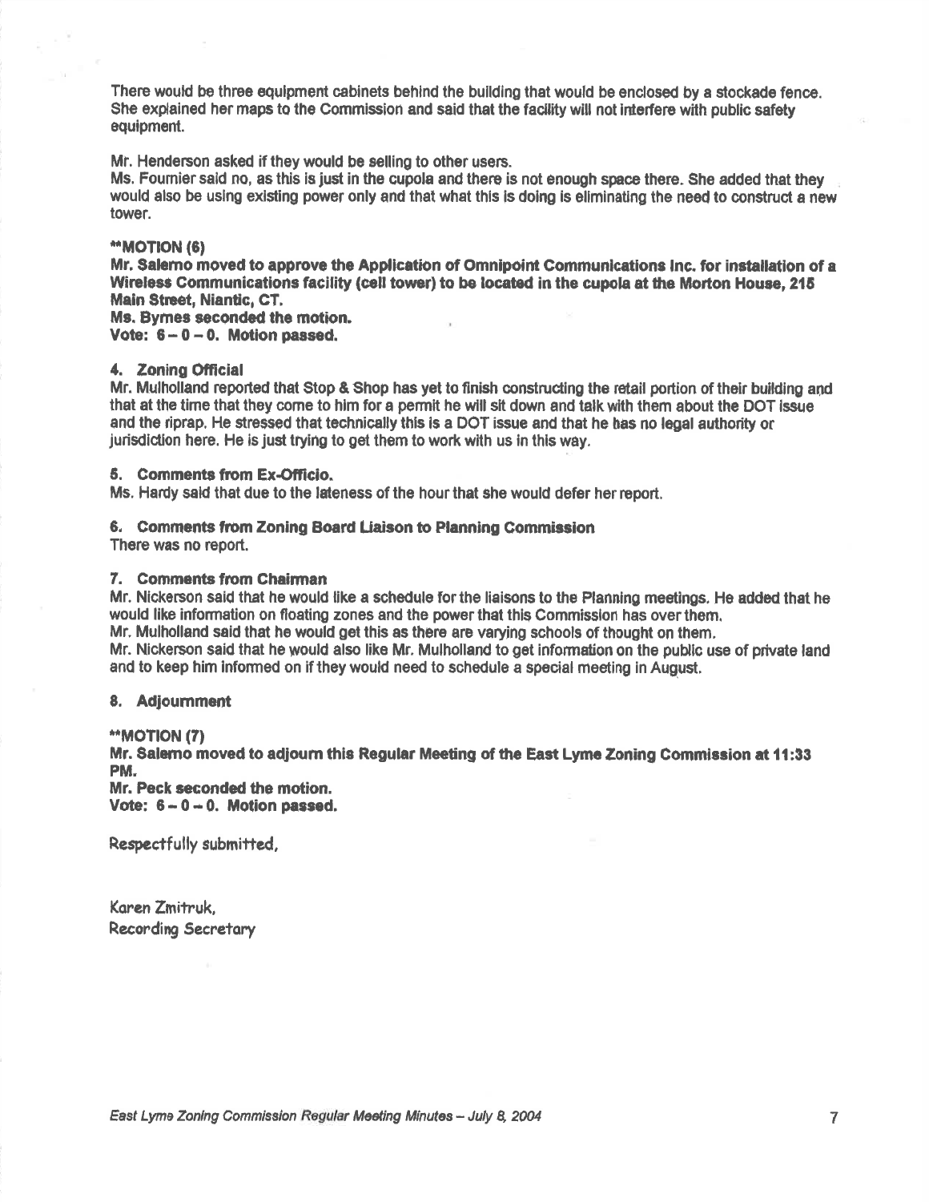There would be three equipment cabinets behind the building that would be enclosed by a stockade fence. She explained her maps to the Commission and said that the facility will not interfere with public safety equipment.

Mr. Henderson asked if they would be selling to other users.
Ms. Fournier said no, as this is just in the cupola and there is not enough space there. She added that they would also be using existing power only and that what this is doing is eliminating the need to construct a new tower.

****MOTION (6)**
**Mr. Salerno moved to approve the Application of Omnipoint Communications Inc. for installation of a Wireless Communications facility (cell tower) to be located in the cupola at the Morton House, 215 Main Street, Niantic, CT.**
**Ms. Byrnes seconded the motion.**
**Vote: 6 – 0 – 0. Motion passed.**

**4. Zoning Official**
Mr. Mulholland reported that Stop & Shop has yet to finish constructing the retail portion of their building and that at the time that they come to him for a permit he will sit down and talk with them about the DOT issue and the riprap. He stressed that technically this is a DOT issue and that he has no legal authority or jurisdiction here. He is just trying to get them to work with us in this way.

**5. Comments from Ex-Officio.**
Ms. Hardy said that due to the lateness of the hour that she would defer her report.

**6. Comments from Zoning Board Liaison to Planning Commission**
There was no report.

**7. Comments from Chairman**
Mr. Nickerson said that he would like a schedule for the liaisons to the Planning meetings. He added that he would like information on floating zones and the power that this Commission has over them.
Mr. Mulholland said that he would get this as there are varying schools of thought on them.
Mr. Nickerson said that he would also like Mr. Mulholland to get information on the public use of private land and to keep him informed on if they would need to schedule a special meeting in August.

**8. Adjournment**

****MOTION (7)**
**Mr. Salerno moved to adjourn this Regular Meeting of the East Lyme Zoning Commission at 11:33 PM.**
**Mr. Peck seconded the motion.**
**Vote: 6 – 0 – 0. Motion passed.**

Respectfully submitted,

Karen Zmitruk,
Recording Secretary